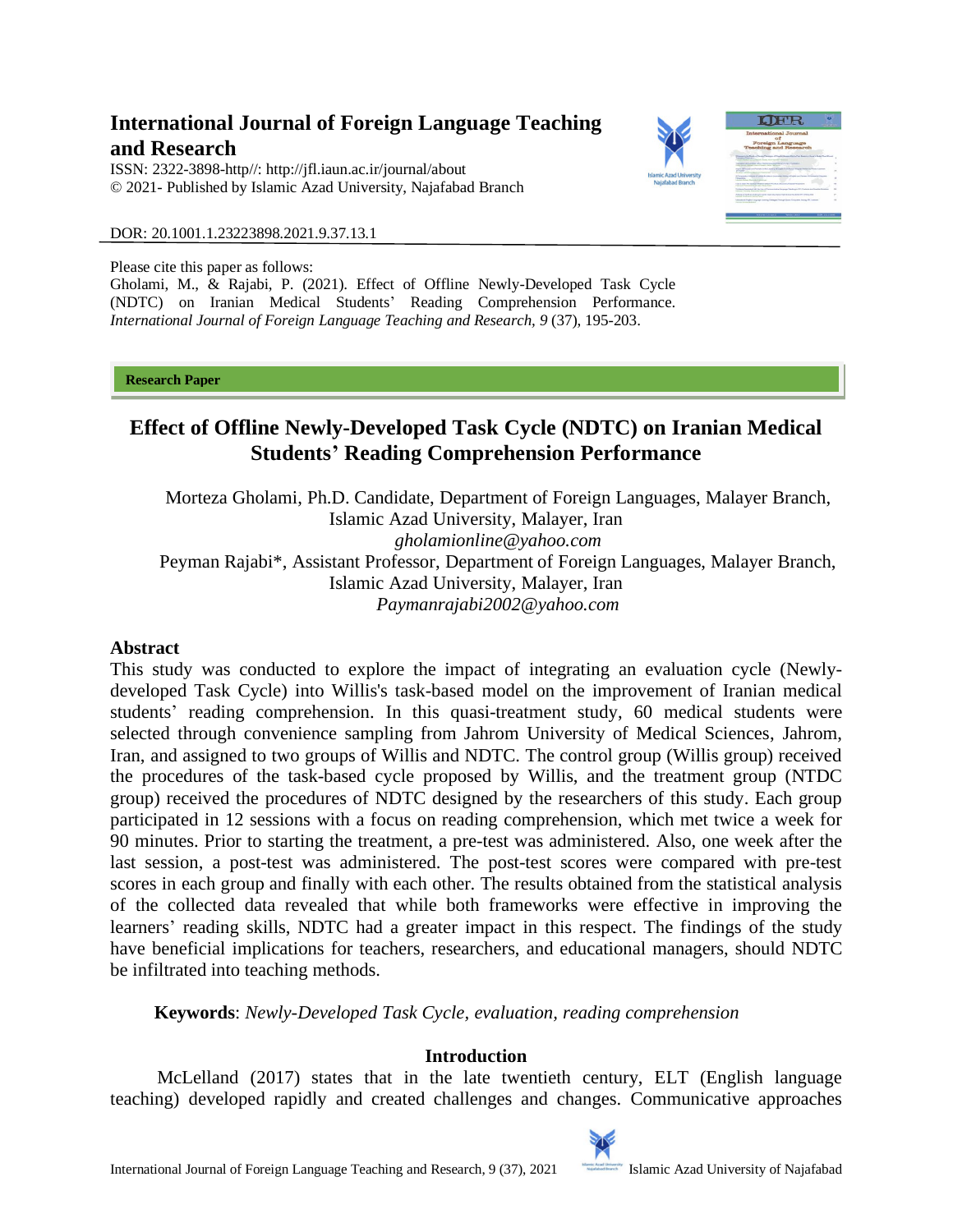**International Journal of Foreign Language Teaching and Research**

ISSN: 2322-3898-http//: http://jfl.iaun.ac.ir/journal/about

© 2021- Published by Islamic Azad University, Najafabad Branch

DOR: 20.1001.1.23223898.2021.9.37.13.1

Please cite this paper as follows:

Gholami, M., & Rajabi, P. (2021). Effect of Offline Newly-Developed Task Cycle (NDTC) on Iranian Medical Students' Reading Comprehension Performance. *International Journal of Foreign Language Teaching and Research, 9* (37), 195-203.

**Research Paper**

# Effect of Offline Newly-Developed Task Cycle (NDTC) on Iranian Medical Students' Reading Comprehension Performance

Morteza Gholami, Ph.D. Candidate, Department of Foreign Languages, Malayer Branch, Islamic Azad University, Malayer, Iran

*gholamionline@yahoo.com*

Peyman Rajabi*, Assistant Professor, Department of Foreign Languages, Malayer Branch, Islamic Azad University, Malayer, Iran

*Paymanrajabi2002@yahoo.com*

## Abstract

This study was conducted to explore the impact of integrating an evaluation cycle (Newly-developed Task Cycle) into Willis's task-based model on the improvement of Iranian medical students' reading comprehension. In this quasi-treatment study, 60 medical students were selected through convenience sampling from Jahrom University of Medical Sciences, Jahrom, Iran, and assigned to two groups of Willis and NDTC. The control group (Willis group) received the procedures of the task-based cycle proposed by Willis, and the treatment group (NTDC group) received the procedures of NDTC designed by the researchers of this study. Each group participated in 12 sessions with a focus on reading comprehension, which met twice a week for 90 minutes. Prior to starting the treatment, a pre-test was administered. Also, one week after the last session, a post-test was administered. The post-test scores were compared with pre-test scores in each group and finally with each other. The results obtained from the statistical analysis of the collected data revealed that while both frameworks were effective in improving the learners' reading skills, NDTC had a greater impact in this respect. The findings of the study have beneficial implications for teachers, researchers, and educational managers, should NDTC be infiltrated into teaching methods.

**Keywords**: *Newly-Developed Task Cycle, evaluation, reading comprehension*

## Introduction

McLelland (2017) states that in the late twentieth century, ELT (English language teaching) developed rapidly and created challenges and changes. Communicative approaches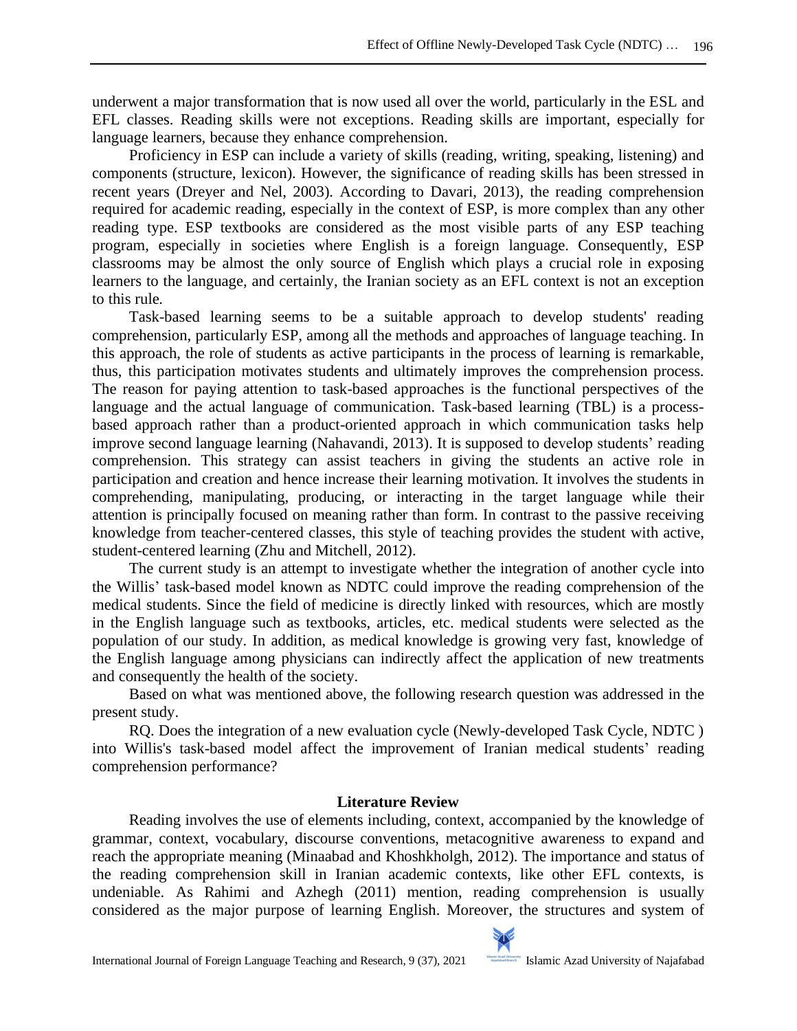underwent a major transformation that is now used all over the world, particularly in the ESL and EFL classes. Reading skills were not exceptions. Reading skills are important, especially for language learners, because they enhance comprehension.

Proficiency in ESP can include a variety of skills (reading, writing, speaking, listening) and components (structure, lexicon). However, the significance of reading skills has been stressed in recent years (Dreyer and Nel, 2003). According to Davari, 2013), the reading comprehension required for academic reading, especially in the context of ESP, is more complex than any other reading type. ESP textbooks are considered as the most visible parts of any ESP teaching program, especially in societies where English is a foreign language. Consequently, ESP classrooms may be almost the only source of English which plays a crucial role in exposing learners to the language, and certainly, the Iranian society as an EFL context is not an exception to this rule.

Task-based learning seems to be a suitable approach to develop students' reading comprehension, particularly ESP, among all the methods and approaches of language teaching. In this approach, the role of students as active participants in the process of learning is remarkable, thus, this participation motivates students and ultimately improves the comprehension process. The reason for paying attention to task-based approaches is the functional perspectives of the language and the actual language of communication. Task-based learning (TBL) is a process-based approach rather than a product-oriented approach in which communication tasks help improve second language learning (Nahavandi, 2013). It is supposed to develop students' reading comprehension. This strategy can assist teachers in giving the students an active role in participation and creation and hence increase their learning motivation. It involves the students in comprehending, manipulating, producing, or interacting in the target language while their attention is principally focused on meaning rather than form. In contrast to the passive receiving knowledge from teacher-centered classes, this style of teaching provides the student with active, student-centered learning (Zhu and Mitchell, 2012).

The current study is an attempt to investigate whether the integration of another cycle into the Willis' task-based model known as NDTC could improve the reading comprehension of the medical students. Since the field of medicine is directly linked with resources, which are mostly in the English language such as textbooks, articles, etc. medical students were selected as the population of our study. In addition, as medical knowledge is growing very fast, knowledge of the English language among physicians can indirectly affect the application of new treatments and consequently the health of the society.

Based on what was mentioned above, the following research question was addressed in the present study.

RQ. Does the integration of a new evaluation cycle (Newly-developed Task Cycle, NDTC ) into Willis's task-based model affect the improvement of Iranian medical students' reading comprehension performance?

## Literature Review

Reading involves the use of elements including, context, accompanied by the knowledge of grammar, context, vocabulary, discourse conventions, metacognitive awareness to expand and reach the appropriate meaning (Minaabad and Khoshkholgh, 2012). The importance and status of the reading comprehension skill in Iranian academic contexts, like other EFL contexts, is undeniable. As Rahimi and Azhegh (2011) mention, reading comprehension is usually considered as the major purpose of learning English. Moreover, the structures and system of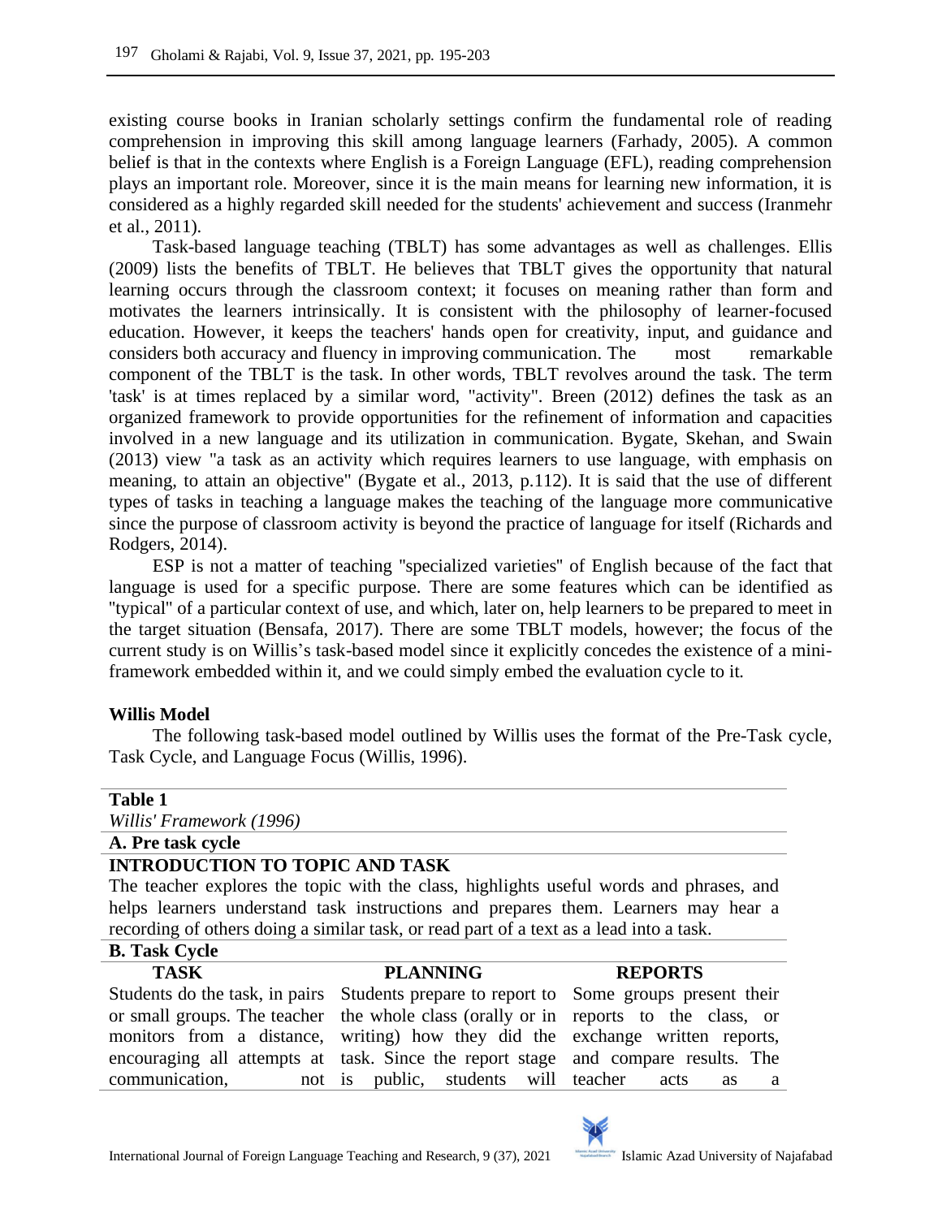existing course books in Iranian scholarly settings confirm the fundamental role of reading comprehension in improving this skill among language learners (Farhady, 2005). A common belief is that in the contexts where English is a Foreign Language (EFL), reading comprehension plays an important role. Moreover, since it is the main means for learning new information, it is considered as a highly regarded skill needed for the students' achievement and success (Iranmehr et al., 2011).

Task-based language teaching (TBLT) has some advantages as well as challenges. Ellis (2009) lists the benefits of TBLT. He believes that TBLT gives the opportunity that natural learning occurs through the classroom context; it focuses on meaning rather than form and motivates the learners intrinsically. It is consistent with the philosophy of learner-focused education. However, it keeps the teachers' hands open for creativity, input, and guidance and considers both accuracy and fluency in improving communication. The most remarkable component of the TBLT is the task. In other words, TBLT revolves around the task. The term 'task' is at times replaced by a similar word, "activity". Breen (2012) defines the task as an organized framework to provide opportunities for the refinement of information and capacities involved in a new language and its utilization in communication. Bygate, Skehan, and Swain (2013) view "a task as an activity which requires learners to use language, with emphasis on meaning, to attain an objective" (Bygate et al., 2013, p.112). It is said that the use of different types of tasks in teaching a language makes the teaching of the language more communicative since the purpose of classroom activity is beyond the practice of language for itself (Richards and Rodgers, 2014).

ESP is not a matter of teaching "specialized varieties" of English because of the fact that language is used for a specific purpose. There are some features which can be identified as "typical" of a particular context of use, and which, later on, help learners to be prepared to meet in the target situation (Bensafa, 2017). There are some TBLT models, however; the focus of the current study is on Willis's task-based model since it explicitly concedes the existence of a mini-framework embedded within it, and we could simply embed the evaluation cycle to it.

**Willis Model**

The following task-based model outlined by Willis uses the format of the Pre-Task cycle, Task Cycle, and Language Focus (Willis, 1996).

**Table 1**

*Willis' Framework (1996)*

| **A. Pre task cycle** | | |
|---|---|---|
| **INTRODUCTION TO TOPIC AND TASK** | | |
| The teacher explores the topic with the class, highlights useful words and phrases, and helps learners understand task instructions and prepares them. Learners may hear a recording of others doing a similar task, or read part of a text as a lead into a task. | | |
| **B. Task Cycle** | | |
| **TASK** | **PLANNING** | **REPORTS** |
| Students do the task, in pairs or small groups. The teacher monitors from a distance, encouraging all attempts at communication, not | Students prepare to report to the whole class (orally or in writing) how they did the task. Since the report stage is public, students will | Some groups present their reports to the class, or exchange written reports, and compare results. The teacher acts as a |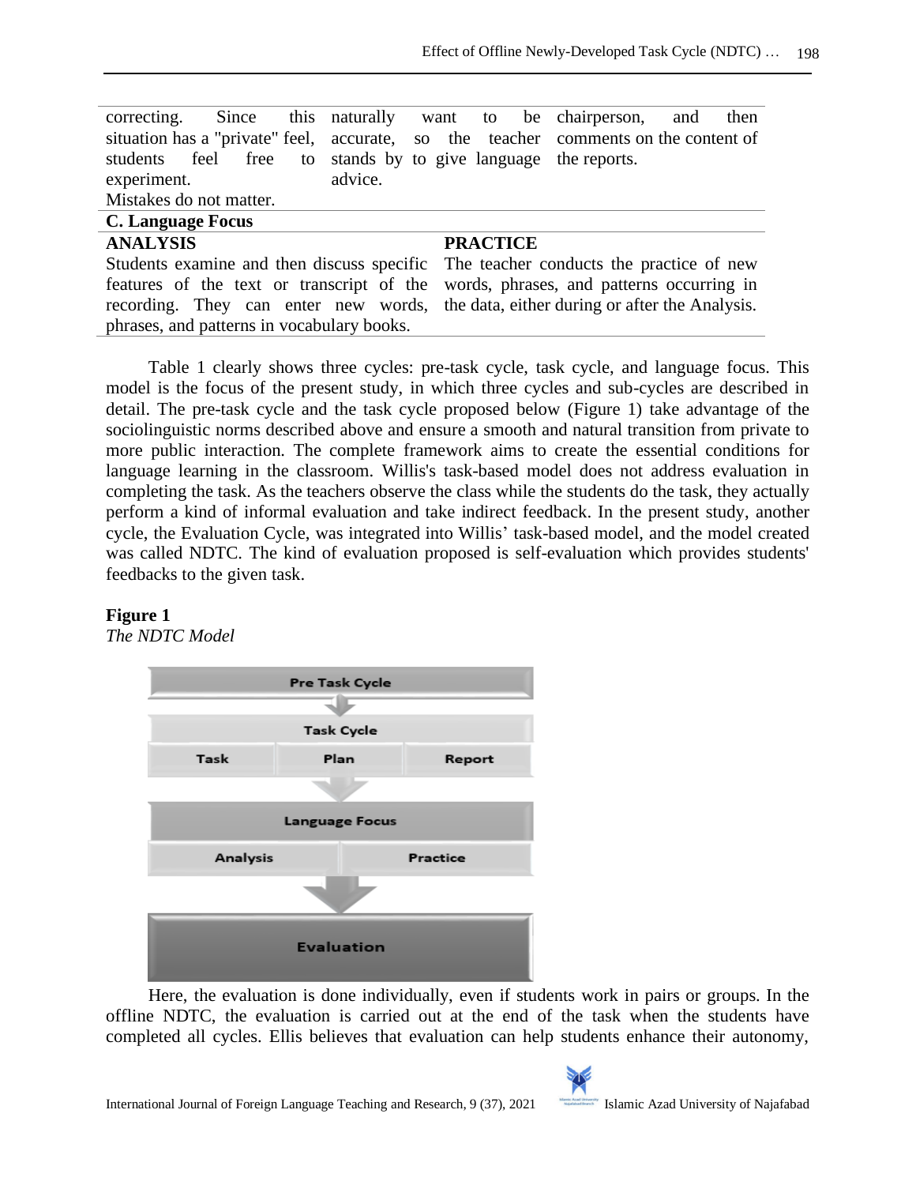| | | |
|---|---|---|
| correcting. Since this situation has a "private" feel, students feel free to experiment. Mistakes do not matter. | naturally want to be accurate, so the teacher stands by to give language advice. | chairperson, and then comments on the content of the reports. |

**C. Language Focus**

| **ANALYSIS** | **PRACTICE** |
|---|---|
| Students examine and then discuss specific features of the text or transcript of the recording. They can enter new words, phrases, and patterns in vocabulary books. | The teacher conducts the practice of new words, phrases, and patterns occurring in the data, either during or after the Analysis. |

Table 1 clearly shows three cycles: pre-task cycle, task cycle, and language focus. This model is the focus of the present study, in which three cycles and sub-cycles are described in detail. The pre-task cycle and the task cycle proposed below (Figure 1) take advantage of the sociolinguistic norms described above and ensure a smooth and natural transition from private to more public interaction. The complete framework aims to create the essential conditions for language learning in the classroom. Willis's task-based model does not address evaluation in completing the task. As the teachers observe the class while the students do the task, they actually perform a kind of informal evaluation and take indirect feedback. In the present study, another cycle, the Evaluation Cycle, was integrated into Willis' task-based model, and the model created was called NDTC. The kind of evaluation proposed is self-evaluation which provides students' feedbacks to the given task.

**Figure 1**

*The NDTC Model*

| Pre Task Cycle | | |
|---|---|---|
| **Task Cycle** | | |
| Task | Plan | Report |
| **Language Focus** | | |
| Analysis | Practice | |
| **Evaluation** | | |

Here, the evaluation is done individually, even if students work in pairs or groups. In the offline NDTC, the evaluation is carried out at the end of the task when the students have completed all cycles. Ellis believes that evaluation can help students enhance their autonomy,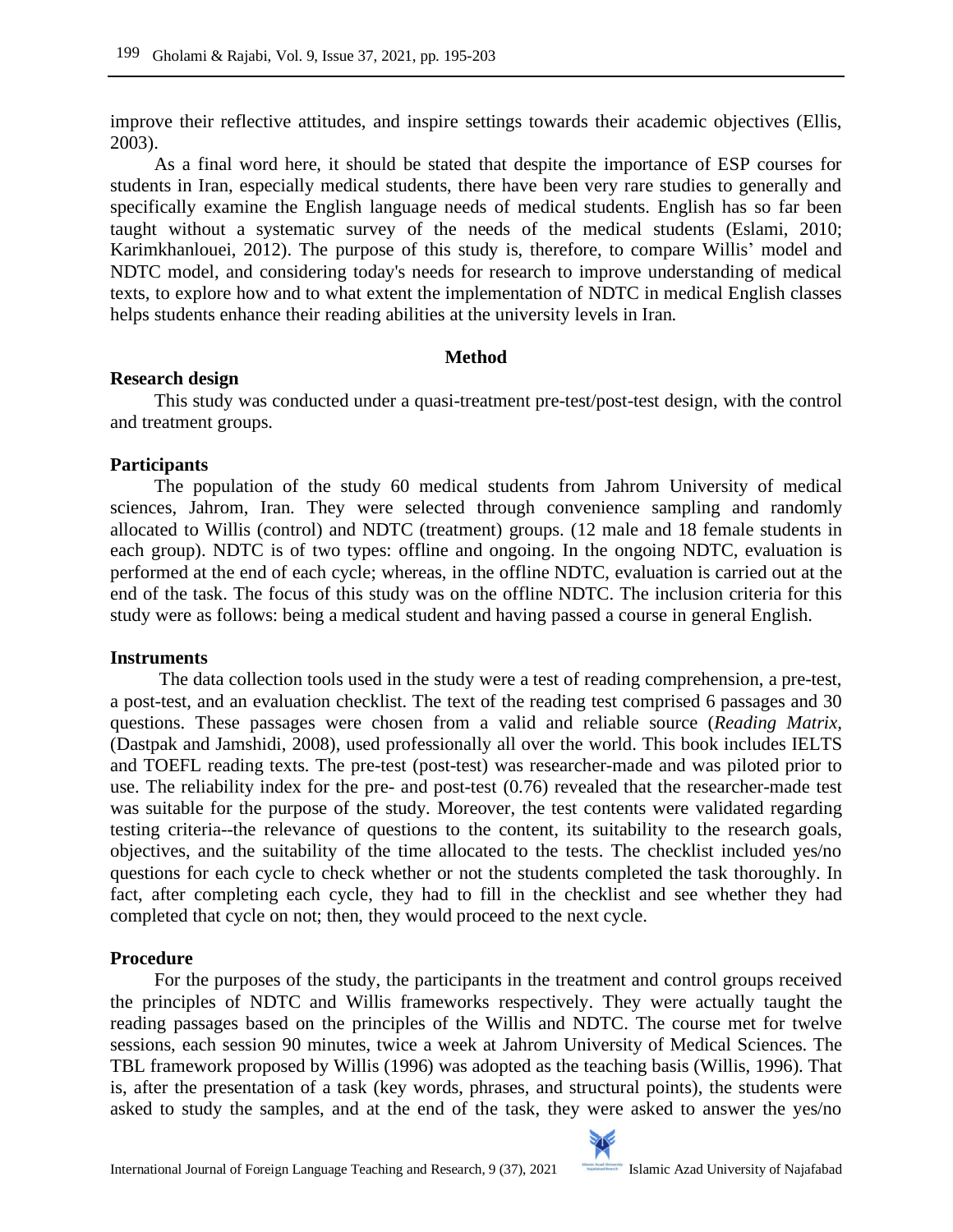improve their reflective attitudes, and inspire settings towards their academic objectives (Ellis, 2003).

As a final word here, it should be stated that despite the importance of ESP courses for students in Iran, especially medical students, there have been very rare studies to generally and specifically examine the English language needs of medical students. English has so far been taught without a systematic survey of the needs of the medical students (Eslami, 2010; Karimkhanlouei, 2012). The purpose of this study is, therefore, to compare Willis' model and NDTC model, and considering today's needs for research to improve understanding of medical texts, to explore how and to what extent the implementation of NDTC in medical English classes helps students enhance their reading abilities at the university levels in Iran.

## Method

### Research design

This study was conducted under a quasi-treatment pre-test/post-test design, with the control and treatment groups.

### Participants

The population of the study 60 medical students from Jahrom University of medical sciences, Jahrom, Iran. They were selected through convenience sampling and randomly allocated to Willis (control) and NDTC (treatment) groups. (12 male and 18 female students in each group). NDTC is of two types: offline and ongoing. In the ongoing NDTC, evaluation is performed at the end of each cycle; whereas, in the offline NDTC, evaluation is carried out at the end of the task. The focus of this study was on the offline NDTC. The inclusion criteria for this study were as follows: being a medical student and having passed a course in general English.

### Instruments

The data collection tools used in the study were a test of reading comprehension, a pre-test, a post-test, and an evaluation checklist. The text of the reading test comprised 6 passages and 30 questions. These passages were chosen from a valid and reliable source (*Reading Matrix,* (Dastpak and Jamshidi, 2008), used professionally all over the world. This book includes IELTS and TOEFL reading texts. The pre-test (post-test) was researcher-made and was piloted prior to use. The reliability index for the pre- and post-test (0.76) revealed that the researcher-made test was suitable for the purpose of the study. Moreover, the test contents were validated regarding testing criteria--the relevance of questions to the content, its suitability to the research goals, objectives, and the suitability of the time allocated to the tests. The checklist included yes/no questions for each cycle to check whether or not the students completed the task thoroughly. In fact, after completing each cycle, they had to fill in the checklist and see whether they had completed that cycle on not; then, they would proceed to the next cycle.

### Procedure

For the purposes of the study, the participants in the treatment and control groups received the principles of NDTC and Willis frameworks respectively. They were actually taught the reading passages based on the principles of the Willis and NDTC. The course met for twelve sessions, each session 90 minutes, twice a week at Jahrom University of Medical Sciences. The TBL framework proposed by Willis (1996) was adopted as the teaching basis (Willis, 1996). That is, after the presentation of a task (key words, phrases, and structural points), the students were asked to study the samples, and at the end of the task, they were asked to answer the yes/no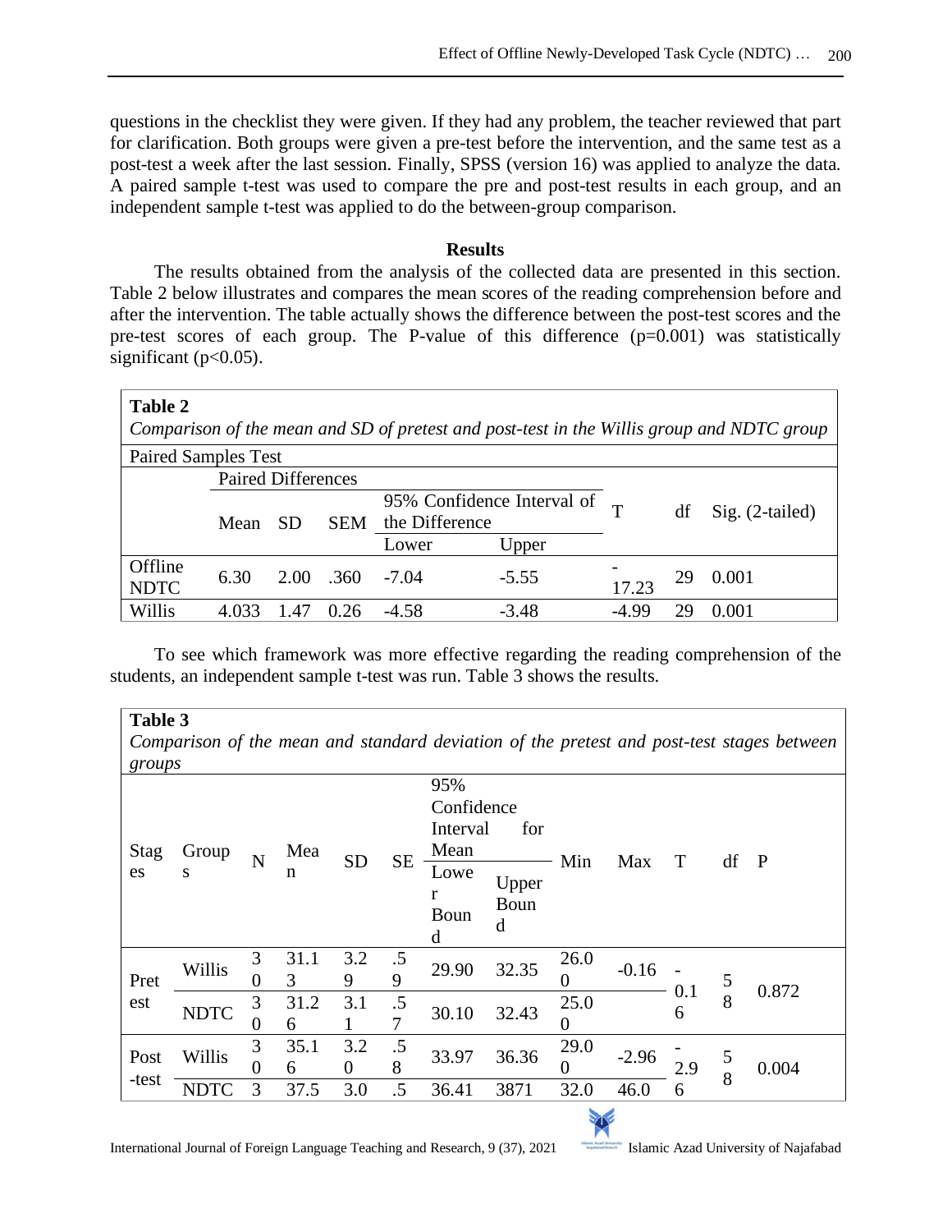questions in the checklist they were given. If they had any problem, the teacher reviewed that part for clarification. Both groups were given a pre-test before the intervention, and the same test as a post-test a week after the last session. Finally, SPSS (version 16) was applied to analyze the data. A paired sample t-test was used to compare the pre and post-test results in each group, and an independent sample t-test was applied to do the between-group comparison.

## Results

The results obtained from the analysis of the collected data are presented in this section. Table 2 below illustrates and compares the mean scores of the reading comprehension before and after the intervention. The table actually shows the difference between the post-test scores and the pre-test scores of each group. The P-value of this difference ($p=0.001$) was statistically significant ($p<0.05$).

**Table 2**

*Comparison of the mean and SD of pretest and post-test in the Willis group and NDTC group*

| Paired Samples Test | | | | | | | | |
|---|---|---|---|---|---|---|---|---|
| | Paired Differences | | | | | T | df | Sig. (2-tailed) |
| | Mean | SD | SEM | 95% Confidence Interval of the Difference | | | | |
| | | | | Lower | Upper | | | |
| Offline NDTC | 6.30 | 2.00 | .360 | -7.04 | -5.55 | -17.23 | 29 | 0.001 |
| Willis | 4.033 | 1.47 | 0.26 | -4.58 | -3.48 | -4.99 | 29 | 0.001 |

To see which framework was more effective regarding the reading comprehension of the students, an independent sample t-test was run. Table 3 shows the results.

**Table 3**

*Comparison of the mean and standard deviation of the pretest and post-test stages between groups*

| Stages | Groups | N | Mean | SD | SE | 95% Confidence Interval for Mean | | Min | Max | T | df | P |
|---|---|---|---|---|---|---|---|---|---|---|---|---|
| | | | | | | Lower Bound | Upper Bound | | | | | |
| Pretest | Willis | 30 | 31.13 | 3.29 | .59 | 29.90 | 32.35 | 26.00 | -0.16 | -0.16 | 58 | 0.872 |
| | NDTC | 30 | 31.26 | 3.11 | .57 | 30.10 | 32.43 | 25.00 | | | | |
| Post-test | Willis | 30 | 35.16 | 3.20 | .58 | 33.97 | 36.36 | 29.00 | -2.96 | -2.96 | 58 | 0.004 |
| | NDTC | 3 | 37.5 | 3.0 | .5 | 36.41 | 3871 | 32.0 | 46.0 | | | |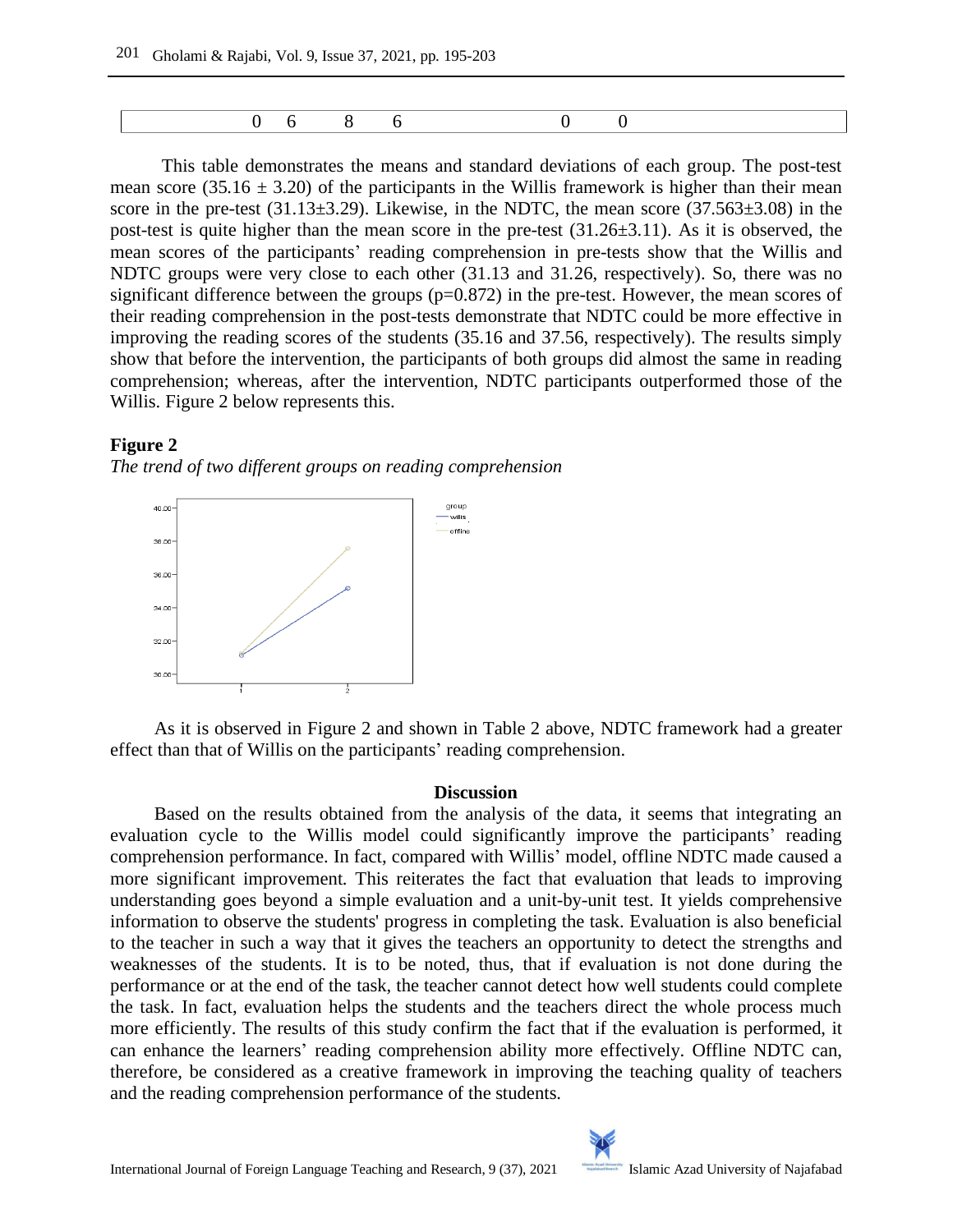| 0 | 6 | 8 | 6 | 0 | 0 |
|---|---|---|---|---|---|

This table demonstrates the means and standard deviations of each group. The post-test mean score (35.16 ± 3.20) of the participants in the Willis framework is higher than their mean score in the pre-test (31.13±3.29). Likewise, in the NDTC, the mean score (37.563±3.08) in the post-test is quite higher than the mean score in the pre-test (31.26±3.11). As it is observed, the mean scores of the participants' reading comprehension in pre-tests show that the Willis and NDTC groups were very close to each other (31.13 and 31.26, respectively). So, there was no significant difference between the groups (p=0.872) in the pre-test. However, the mean scores of their reading comprehension in the post-tests demonstrate that NDTC could be more effective in improving the reading scores of the students (35.16 and 37.56, respectively). The results simply show that before the intervention, the participants of both groups did almost the same in reading comprehension; whereas, after the intervention, NDTC participants outperformed those of the Willis. Figure 2 below represents this.

**Figure 2**

*The trend of two different groups on reading comprehension*

As it is observed in Figure 2 and shown in Table 2 above, NDTC framework had a greater effect than that of Willis on the participants' reading comprehension.

## Discussion

Based on the results obtained from the analysis of the data, it seems that integrating an evaluation cycle to the Willis model could significantly improve the participants' reading comprehension performance. In fact, compared with Willis' model, offline NDTC made caused a more significant improvement. This reiterates the fact that evaluation that leads to improving understanding goes beyond a simple evaluation and a unit-by-unit test. It yields comprehensive information to observe the students' progress in completing the task. Evaluation is also beneficial to the teacher in such a way that it gives the teachers an opportunity to detect the strengths and weaknesses of the students. It is to be noted, thus, that if evaluation is not done during the performance or at the end of the task, the teacher cannot detect how well students could complete the task. In fact, evaluation helps the students and the teachers direct the whole process much more efficiently. The results of this study confirm the fact that if the evaluation is performed, it can enhance the learners' reading comprehension ability more effectively. Offline NDTC can, therefore, be considered as a creative framework in improving the teaching quality of teachers and the reading comprehension performance of the students.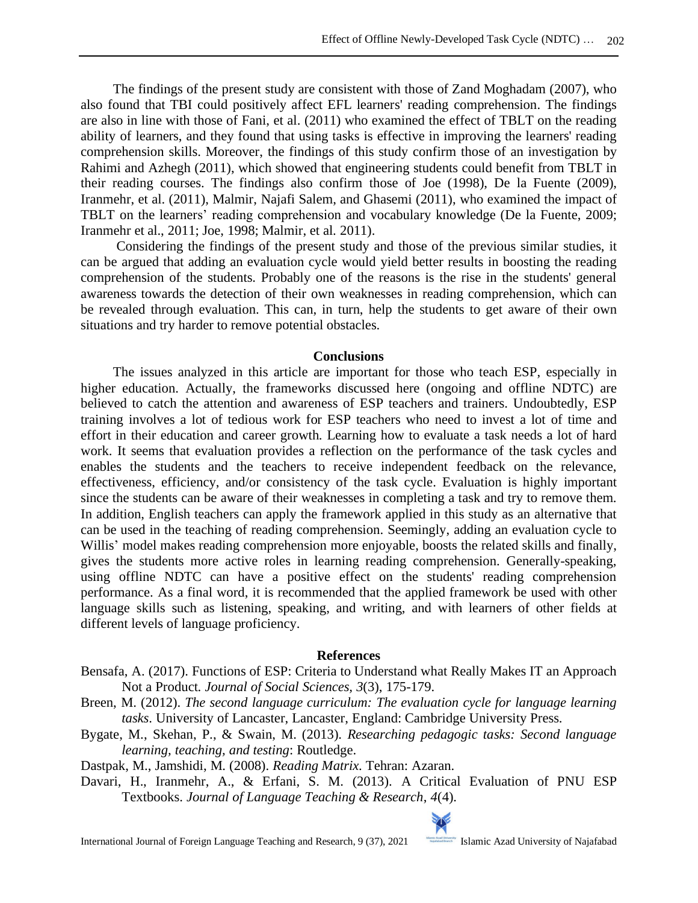The findings of the present study are consistent with those of Zand Moghadam (2007), who also found that TBI could positively affect EFL learners' reading comprehension. The findings are also in line with those of Fani, et al. (2011) who examined the effect of TBLT on the reading ability of learners, and they found that using tasks is effective in improving the learners' reading comprehension skills. Moreover, the findings of this study confirm those of an investigation by Rahimi and Azhegh (2011), which showed that engineering students could benefit from TBLT in their reading courses. The findings also confirm those of Joe (1998), De la Fuente (2009), Iranmehr, et al. (2011), Malmir, Najafi Salem, and Ghasemi (2011), who examined the impact of TBLT on the learners' reading comprehension and vocabulary knowledge (De la Fuente, 2009; Iranmehr et al., 2011; Joe, 1998; Malmir, et al. 2011).

Considering the findings of the present study and those of the previous similar studies, it can be argued that adding an evaluation cycle would yield better results in boosting the reading comprehension of the students. Probably one of the reasons is the rise in the students' general awareness towards the detection of their own weaknesses in reading comprehension, which can be revealed through evaluation. This can, in turn, help the students to get aware of their own situations and try harder to remove potential obstacles.

## Conclusions

The issues analyzed in this article are important for those who teach ESP, especially in higher education. Actually, the frameworks discussed here (ongoing and offline NDTC) are believed to catch the attention and awareness of ESP teachers and trainers. Undoubtedly, ESP training involves a lot of tedious work for ESP teachers who need to invest a lot of time and effort in their education and career growth. Learning how to evaluate a task needs a lot of hard work. It seems that evaluation provides a reflection on the performance of the task cycles and enables the students and the teachers to receive independent feedback on the relevance, effectiveness, efficiency, and/or consistency of the task cycle. Evaluation is highly important since the students can be aware of their weaknesses in completing a task and try to remove them. In addition, English teachers can apply the framework applied in this study as an alternative that can be used in the teaching of reading comprehension. Seemingly, adding an evaluation cycle to Willis' model makes reading comprehension more enjoyable, boosts the related skills and finally, gives the students more active roles in learning reading comprehension. Generally-speaking, using offline NDTC can have a positive effect on the students' reading comprehension performance. As a final word, it is recommended that the applied framework be used with other language skills such as listening, speaking, and writing, and with learners of other fields at different levels of language proficiency.

## References

Bensafa, A. (2017). Functions of ESP: Criteria to Understand what Really Makes IT an Approach Not a Product. *Journal of Social Sciences, 3*(3), 175-179.

Breen, M. (2012). *The second language curriculum: The evaluation cycle for language learning tasks*. University of Lancaster, Lancaster, England: Cambridge University Press.

Bygate, M., Skehan, P., & Swain, M. (2013). *Researching pedagogic tasks: Second language learning, teaching, and testing*: Routledge.

Dastpak, M., Jamshidi, M. (2008). *Reading Matrix*. Tehran: Azaran.

Davari, H., Iranmehr, A., & Erfani, S. M. (2013). A Critical Evaluation of PNU ESP Textbooks. *Journal of Language Teaching & Research, 4*(4).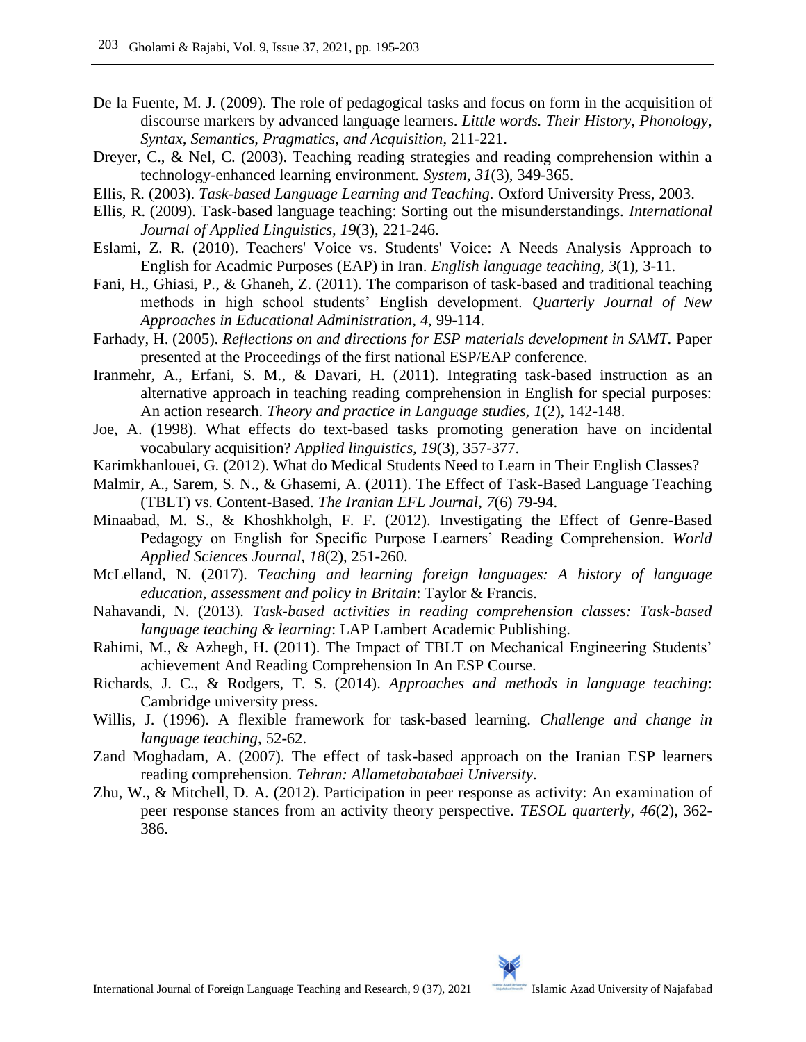De la Fuente, M. J. (2009). The role of pedagogical tasks and focus on form in the acquisition of discourse markers by advanced language learners. *Little words. Their History, Phonology, Syntax, Semantics, Pragmatics, and Acquisition*, 211-221.

Dreyer, C., & Nel, C. (2003). Teaching reading strategies and reading comprehension within a technology-enhanced learning environment. *System, 31*(3), 349-365.

Ellis, R. (2003). *Task-based Language Learning and Teaching*. Oxford University Press, 2003.

Ellis, R. (2009). Task-based language teaching: Sorting out the misunderstandings. *International Journal of Applied Linguistics, 19*(3), 221-246.

Eslami, Z. R. (2010). Teachers' Voice vs. Students' Voice: A Needs Analysis Approach to English for Acadmic Purposes (EAP) in Iran. *English language teaching, 3*(1), 3-11.

Fani, H., Ghiasi, P., & Ghaneh, Z. (2011). The comparison of task-based and traditional teaching methods in high school students' English development. *Quarterly Journal of New Approaches in Educational Administration, 4*, 99-114.

Farhady, H. (2005). *Reflections on and directions for ESP materials development in SAMT*. Paper presented at the Proceedings of the first national ESP/EAP conference.

Iranmehr, A., Erfani, S. M., & Davari, H. (2011). Integrating task-based instruction as an alternative approach in teaching reading comprehension in English for special purposes: An action research. *Theory and practice in Language studies, 1*(2), 142-148.

Joe, A. (1998). What effects do text-based tasks promoting generation have on incidental vocabulary acquisition? *Applied linguistics, 19*(3), 357-377.

Karimkhanlouei, G. (2012). What do Medical Students Need to Learn in Their English Classes?

Malmir, A., Sarem, S. N., & Ghasemi, A. (2011). The Effect of Task-Based Language Teaching (TBLT) vs. Content-Based. *The Iranian EFL Journal, 7*(6) 79-94.

Minaabad, M. S., & Khoshkholgh, F. F. (2012). Investigating the Effect of Genre-Based Pedagogy on English for Specific Purpose Learners' Reading Comprehension. *World Applied Sciences Journal, 18*(2), 251-260.

McLelland, N. (2017). *Teaching and learning foreign languages: A history of language education, assessment and policy in Britain*: Taylor & Francis.

Nahavandi, N. (2013). *Task-based activities in reading comprehension classes: Task-based language teaching & learning*: LAP Lambert Academic Publishing.

Rahimi, M., & Azhegh, H. (2011). The Impact of TBLT on Mechanical Engineering Students' achievement And Reading Comprehension In An ESP Course.

Richards, J. C., & Rodgers, T. S. (2014). *Approaches and methods in language teaching*: Cambridge university press.

Willis, J. (1996). A flexible framework for task-based learning. *Challenge and change in language teaching*, 52-62.

Zand Moghadam, A. (2007). The effect of task-based approach on the Iranian ESP learners reading comprehension. *Tehran: Allametabatabaei University*.

Zhu, W., & Mitchell, D. A. (2012). Participation in peer response as activity: An examination of peer response stances from an activity theory perspective. *TESOL quarterly, 46*(2), 362-386.